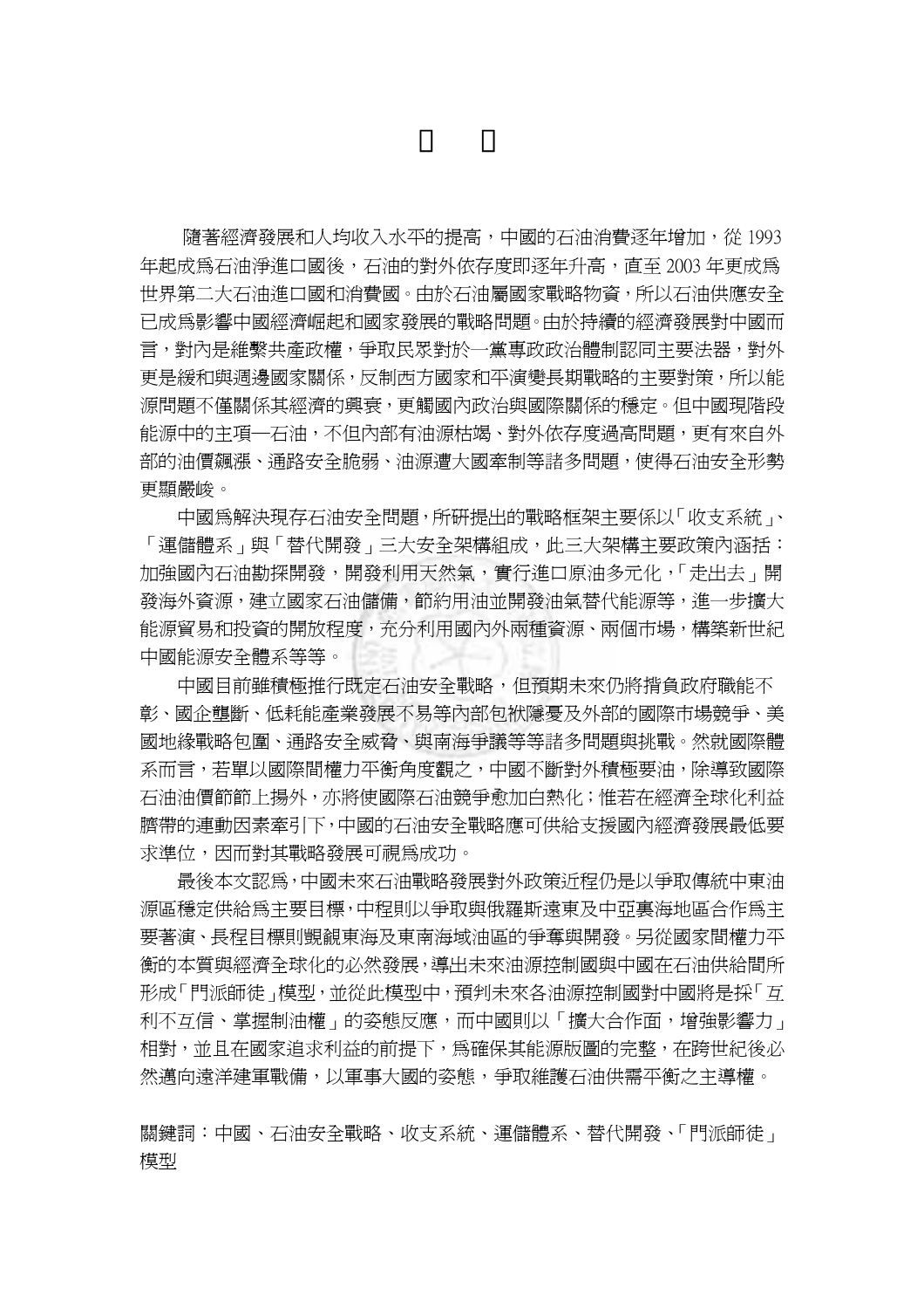# 摘　要

隨著經濟發展和人均收入水平的提高，中國的石油消費逐年增加，從 1993 年起成為石油淨進口國後，石油的對外依存度即逐年升高，直至 2003 年更成為世界第二大石油進口國和消費國。由於石油屬國家戰略物資，所以石油供應安全已成為影響中國經濟崛起和國家發展的戰略問題。由於持續的經濟發展對中國而言，對內是維繫共產政權，爭取民眾對於一黨專政政治體制認同主要法器，對外更是緩和與週邊國家關係，反制西方國家和平演變長期戰略的主要對策，所以能源問題不僅關係其經濟的興衰，更觸國內政治與國際關係的穩定。但中國現階段能源中的主項—石油，不但內部有油源枯竭、對外依存度過高問題，更有來自外部的油價飆漲、通路安全脆弱、油源遭大國牽制等諸多問題，使得石油安全形勢更顯嚴峻。

中國為解決現存石油安全問題，所研提出的戰略框架主要係以「收支系統」、「運儲體系」與「替代開發」三大安全架構組成，此三大架構主要政策內涵括：加強國內石油勘探開發，開發利用天然氣，實行進口原油多元化，「走出去」開發海外資源，建立國家石油儲備，節約用油並開發油氣替代能源等，進一步擴大能源貿易和投資的開放程度，充分利用國內外兩種資源、兩個市場，構築新世紀中國能源安全體系等等。

中國目前雖積極推行既定石油安全戰略，但預期未來仍將揹負政府職能不彰、國企壟斷、低耗能產業發展不易等內部包袱隱憂及外部的國際市場競爭、美國地緣戰略包圍、通路安全威脅、與南海爭議等等諸多問題與挑戰。然就國際體系而言，若單以國際間權力平衡角度觀之，中國不斷對外積極要油，除導致國際石油油價節節上揚外，亦將使國際石油競爭愈加白熱化；惟若在經濟全球化利益臍帶的連動因素牽引下，中國的石油安全戰略應可供給支援國內經濟發展最低要求準位，因而對其戰略發展可視為成功。

最後本文認為，中國未來石油戰略發展對外政策近程仍是以爭取傳統中東油源區穩定供給為主要目標，中程則以爭取與俄羅斯遠東及中亞裏海地區合作為主要著演、長程目標則覬覦東海及東南海域油區的爭奪與開發。另從國家間權力平衡的本質與經濟全球化的必然發展，導出未來油源控制國與中國在石油供給間所形成「門派師徒」模型，並從此模型中，預判未來各油源控制國對中國將是採「互利不互信、掌握制油權」的姿態反應，而中國則以「擴大合作面，增強影響力」相對，並且在國家追求利益的前提下，為確保其能源版圖的完整，在跨世紀後必然邁向遠洋建軍戰備，以軍事大國的姿態，爭取維護石油供需平衡之主導權。

關鍵詞：中國、石油安全戰略、收支系統、運儲體系、替代開發、「門派師徒」模型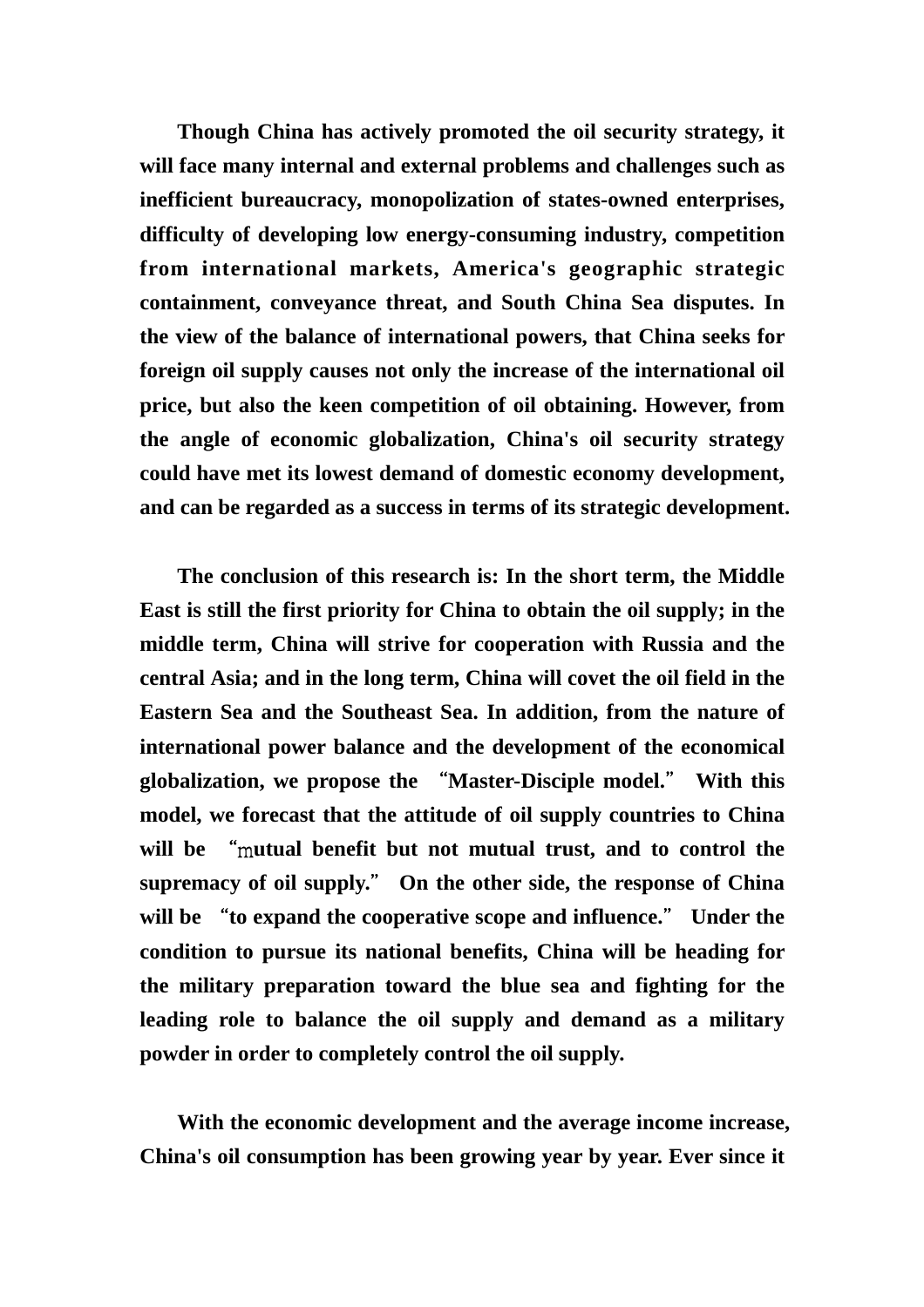**Though China has actively promoted the oil security strategy, it will face many internal and external problems and challenges such as inefficient bureaucracy, monopolization of states-owned enterprises, difficulty of developing low energy-consuming industry, competition from international markets, America's geographic strategic containment, conveyance threat, and South China Sea disputes. In the view of the balance of international powers, that China seeks for foreign oil supply causes not only the increase of the international oil price, but also the keen competition of oil obtaining. However, from the angle of economic globalization, China's oil security strategy could have met its lowest demand of domestic economy development, and can be regarded as a success in terms of its strategic development.**

**The conclusion of this research is: In the short term, the Middle East is still the first priority for China to obtain the oil supply; in the middle term, China will strive for cooperation with Russia and the central Asia; and in the long term, China will covet the oil field in the Eastern Sea and the Southeast Sea. In addition, from the nature of international power balance and the development of the economical globalization, we propose the "Master-Disciple model." With this model, we forecast that the attitude of oil supply countries to China will be "mutual benefit but not mutual trust, and to control the supremacy of oil supply." On the other side, the response of China will be "to expand the cooperative scope and influence." Under the condition to pursue its national benefits, China will be heading for the military preparation toward the blue sea and fighting for the leading role to balance the oil supply and demand as a military powder in order to completely control the oil supply.**

**With the economic development and the average income increase, China's oil consumption has been growing year by year. Ever since it**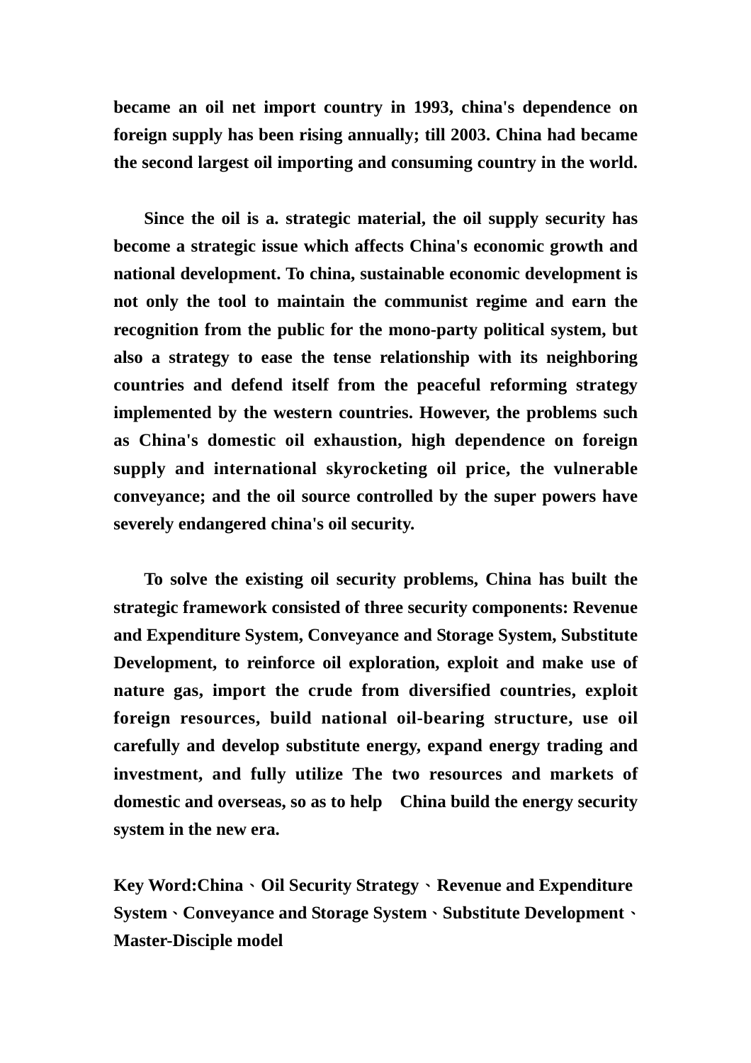**became an oil net import country in 1993, china's dependence on foreign supply has been rising annually; till 2003. China had became the second largest oil importing and consuming country in the world.**

**Since the oil is a. strategic material, the oil supply security has become a strategic issue which affects China's economic growth and national development. To china, sustainable economic development is not only the tool to maintain the communist regime and earn the recognition from the public for the mono-party political system, but also a strategy to ease the tense relationship with its neighboring countries and defend itself from the peaceful reforming strategy implemented by the western countries. However, the problems such as China's domestic oil exhaustion, high dependence on foreign supply and international skyrocketing oil price, the vulnerable conveyance; and the oil source controlled by the super powers have severely endangered china's oil security.**

**To solve the existing oil security problems, China has built the strategic framework consisted of three security components: Revenue and Expenditure System, Conveyance and Storage System, Substitute Development, to reinforce oil exploration, exploit and make use of nature gas, import the crude from diversified countries, exploit foreign resources, build national oil-bearing structure, use oil carefully and develop substitute energy, expand energy trading and investment, and fully utilize The two resources and markets of domestic and overseas, so as to help China build the energy security system in the new era.**

**Key Word:China、Oil Security Strategy、Revenue and Expenditure System、Conveyance and Storage System、Substitute Development、Master-Disciple model**